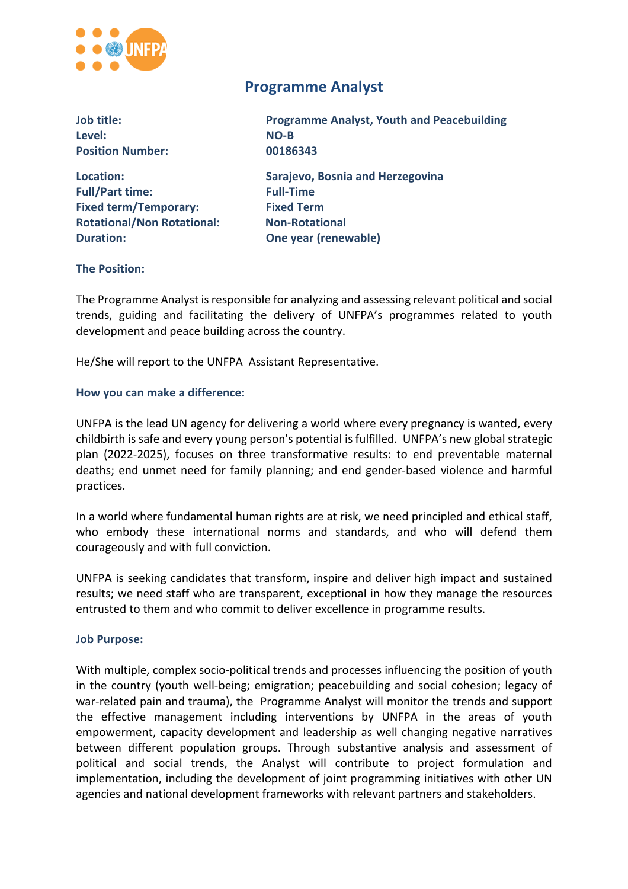# Programme Analyst

| | |
|---|---|
| **Job title:** | **Programme Analyst, Youth and Peacebuilding** |
| **Level:** | **NO-B** |
| **Position Number:** | **00186343** |
| **Location:** | **Sarajevo, Bosnia and Herzegovina** |
| **Full/Part time:** | **Full-Time** |
| **Fixed term/Temporary:** | **Fixed Term** |
| **Rotational/Non Rotational:** | **Non-Rotational** |
| **Duration:** | **One year (renewable)** |

### The Position:

The Programme Analyst is responsible for analyzing and assessing relevant political and social trends, guiding and facilitating the delivery of UNFPA's programmes related to youth development and peace building across the country.

He/She will report to the UNFPA Assistant Representative.

### How you can make a difference:

UNFPA is the lead UN agency for delivering a world where every pregnancy is wanted, every childbirth is safe and every young person's potential is fulfilled. UNFPA's new global strategic plan (2022-2025), focuses on three transformative results: to end preventable maternal deaths; end unmet need for family planning; and end gender-based violence and harmful practices.

In a world where fundamental human rights are at risk, we need principled and ethical staff, who embody these international norms and standards, and who will defend them courageously and with full conviction.

UNFPA is seeking candidates that transform, inspire and deliver high impact and sustained results; we need staff who are transparent, exceptional in how they manage the resources entrusted to them and who commit to deliver excellence in programme results.

### Job Purpose:

With multiple, complex socio-political trends and processes influencing the position of youth in the country (youth well-being; emigration; peacebuilding and social cohesion; legacy of war-related pain and trauma), the Programme Analyst will monitor the trends and support the effective management including interventions by UNFPA in the areas of youth empowerment, capacity development and leadership as well changing negative narratives between different population groups. Through substantive analysis and assessment of political and social trends, the Analyst will contribute to project formulation and implementation, including the development of joint programming initiatives with other UN agencies and national development frameworks with relevant partners and stakeholders.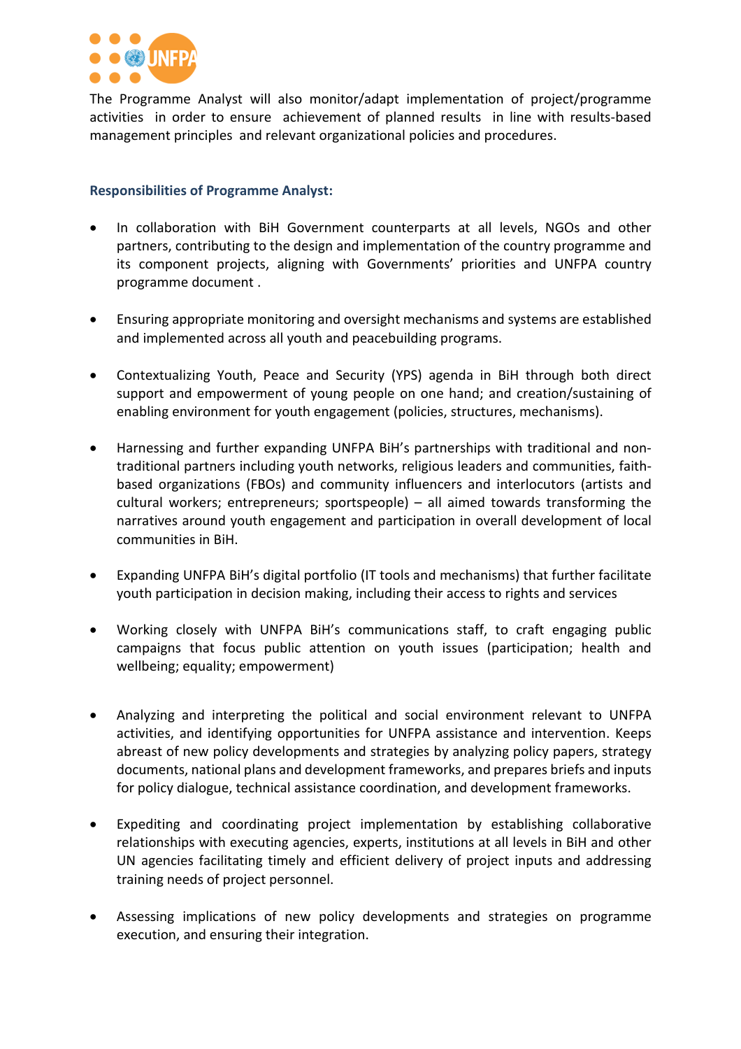The Programme Analyst will also monitor/adapt implementation of project/programme activities in order to ensure achievement of planned results in line with results-based management principles and relevant organizational policies and procedures.

**Responsibilities of Programme Analyst:**

- In collaboration with BiH Government counterparts at all levels, NGOs and other partners, contributing to the design and implementation of the country programme and its component projects, aligning with Governments' priorities and UNFPA country programme document .

- Ensuring appropriate monitoring and oversight mechanisms and systems are established and implemented across all youth and peacebuilding programs.

- Contextualizing Youth, Peace and Security (YPS) agenda in BiH through both direct support and empowerment of young people on one hand; and creation/sustaining of enabling environment for youth engagement (policies, structures, mechanisms).

- Harnessing and further expanding UNFPA BiH's partnerships with traditional and non-traditional partners including youth networks, religious leaders and communities, faith-based organizations (FBOs) and community influencers and interlocutors (artists and cultural workers; entrepreneurs; sportspeople) – all aimed towards transforming the narratives around youth engagement and participation in overall development of local communities in BiH.

- Expanding UNFPA BiH's digital portfolio (IT tools and mechanisms) that further facilitate youth participation in decision making, including their access to rights and services

- Working closely with UNFPA BiH's communications staff, to craft engaging public campaigns that focus public attention on youth issues (participation; health and wellbeing; equality; empowerment)

- Analyzing and interpreting the political and social environment relevant to UNFPA activities, and identifying opportunities for UNFPA assistance and intervention. Keeps abreast of new policy developments and strategies by analyzing policy papers, strategy documents, national plans and development frameworks, and prepares briefs and inputs for policy dialogue, technical assistance coordination, and development frameworks.

- Expediting and coordinating project implementation by establishing collaborative relationships with executing agencies, experts, institutions at all levels in BiH and other UN agencies facilitating timely and efficient delivery of project inputs and addressing training needs of project personnel.

- Assessing implications of new policy developments and strategies on programme execution, and ensuring their integration.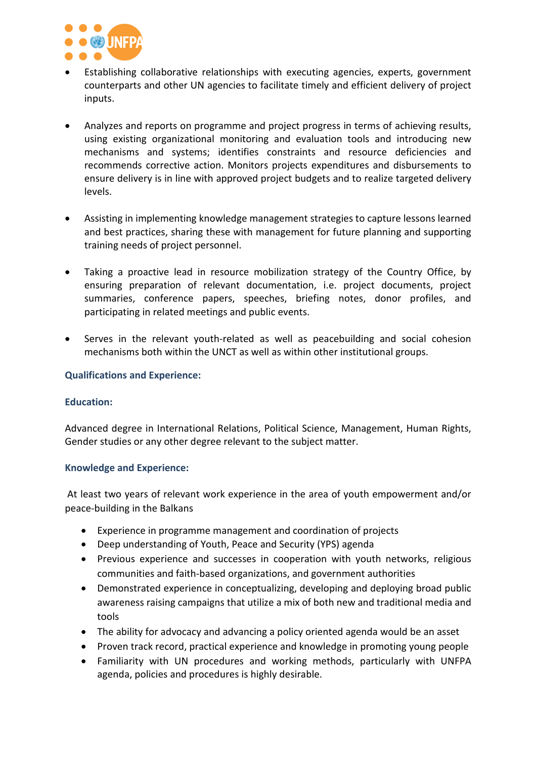- Establishing collaborative relationships with executing agencies, experts, government counterparts and other UN agencies to facilitate timely and efficient delivery of project inputs.

- Analyzes and reports on programme and project progress in terms of achieving results, using existing organizational monitoring and evaluation tools and introducing new mechanisms and systems; identifies constraints and resource deficiencies and recommends corrective action. Monitors projects expenditures and disbursements to ensure delivery is in line with approved project budgets and to realize targeted delivery levels.

- Assisting in implementing knowledge management strategies to capture lessons learned and best practices, sharing these with management for future planning and supporting training needs of project personnel.

- Taking a proactive lead in resource mobilization strategy of the Country Office, by ensuring preparation of relevant documentation, i.e. project documents, project summaries, conference papers, speeches, briefing notes, donor profiles, and participating in related meetings and public events.

- Serves in the relevant youth-related as well as peacebuilding and social cohesion mechanisms both within the UNCT as well as within other institutional groups.

### Qualifications and Experience:

### Education:

Advanced degree in International Relations, Political Science, Management, Human Rights, Gender studies or any other degree relevant to the subject matter.

### Knowledge and Experience:

At least two years of relevant work experience in the area of youth empowerment and/or peace-building in the Balkans

- Experience in programme management and coordination of projects
- Deep understanding of Youth, Peace and Security (YPS) agenda
- Previous experience and successes in cooperation with youth networks, religious communities and faith-based organizations, and government authorities
- Demonstrated experience in conceptualizing, developing and deploying broad public awareness raising campaigns that utilize a mix of both new and traditional media and tools
- The ability for advocacy and advancing a policy oriented agenda would be an asset
- Proven track record, practical experience and knowledge in promoting young people
- Familiarity with UN procedures and working methods, particularly with UNFPA agenda, policies and procedures is highly desirable.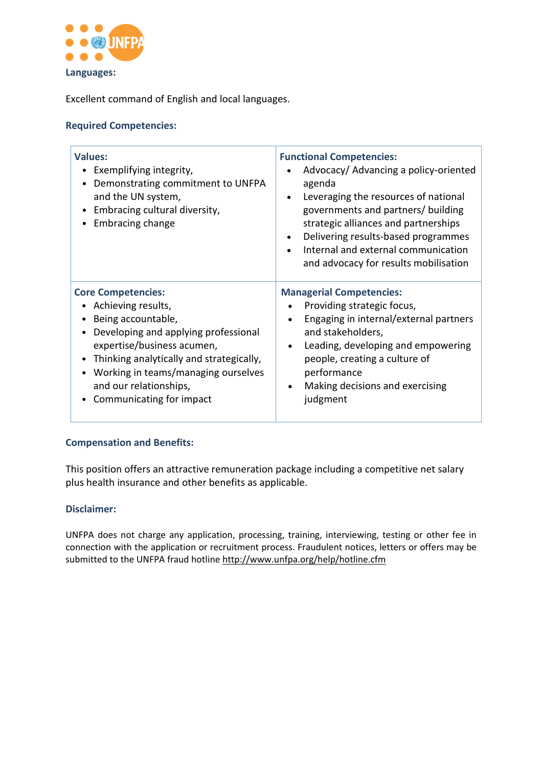### Languages:

Excellent command of English and local languages.

### Required Competencies:

| | |
|---|---|
| **Values:**<br>• Exemplifying integrity,<br>• Demonstrating commitment to UNFPA and the UN system,<br>• Embracing cultural diversity,<br>• Embracing change | **Functional Competencies:**<br>• Advocacy/ Advancing a policy-oriented agenda<br>• Leveraging the resources of national governments and partners/ building strategic alliances and partnerships<br>• Delivering results-based programmes<br>• Internal and external communication and advocacy for results mobilisation |
| **Core Competencies:**<br>• Achieving results,<br>• Being accountable,<br>• Developing and applying professional expertise/business acumen,<br>• Thinking analytically and strategically,<br>• Working in teams/managing ourselves and our relationships,<br>• Communicating for impact | **Managerial Competencies:**<br>• Providing strategic focus,<br>• Engaging in internal/external partners and stakeholders,<br>• Leading, developing and empowering people, creating a culture of performance<br>• Making decisions and exercising judgment |

### Compensation and Benefits:

This position offers an attractive remuneration package including a competitive net salary plus health insurance and other benefits as applicable.

### Disclaimer:

UNFPA does not charge any application, processing, training, interviewing, testing or other fee in connection with the application or recruitment process. Fraudulent notices, letters or offers may be submitted to the UNFPA fraud hotline http://www.unfpa.org/help/hotline.cfm